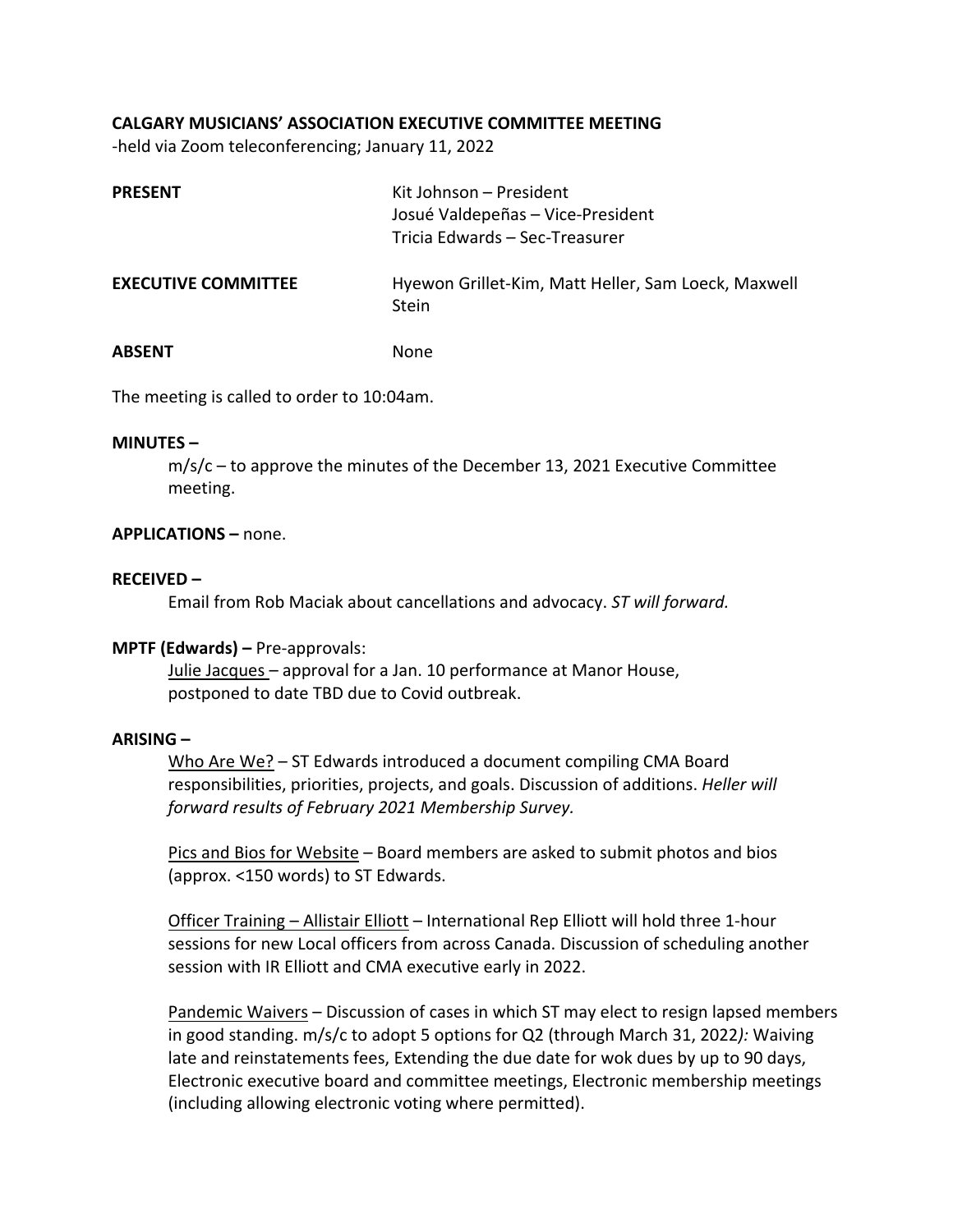**CALGARY MUSICIANS' ASSOCIATION EXECUTIVE COMMITTEE MEETING**

-held via Zoom teleconferencing; January 11, 2022

| | |
|---|---|
| **PRESENT** | Kit Johnson – President<br>Josué Valdepeñas – Vice-President<br>Tricia Edwards – Sec-Treasurer |
| **EXECUTIVE COMMITTEE** | Hyewon Grillet-Kim, Matt Heller, Sam Loeck, Maxwell Stein |
| **ABSENT** | None |

The meeting is called to order to 10:04am.

**MINUTES –**

m/s/c – to approve the minutes of the December 13, 2021 Executive Committee meeting.

**APPLICATIONS –** none.

**RECEIVED –**

Email from Rob Maciak about cancellations and advocacy. *ST will forward.*

**MPTF (Edwards) –** Pre-approvals:

Julie Jacques – approval for a Jan. 10 performance at Manor House, postponed to date TBD due to Covid outbreak.

**ARISING –**

Who Are We? – ST Edwards introduced a document compiling CMA Board responsibilities, priorities, projects, and goals. Discussion of additions. *Heller will forward results of February 2021 Membership Survey.*

Pics and Bios for Website – Board members are asked to submit photos and bios (approx. <150 words) to ST Edwards.

Officer Training – Allistair Elliott – International Rep Elliott will hold three 1-hour sessions for new Local officers from across Canada. Discussion of scheduling another session with IR Elliott and CMA executive early in 2022.

Pandemic Waivers – Discussion of cases in which ST may elect to resign lapsed members in good standing. m/s/c to adopt 5 options for Q2 (through March 31, 2022*):* Waiving late and reinstatements fees, Extending the due date for wok dues by up to 90 days, Electronic executive board and committee meetings, Electronic membership meetings (including allowing electronic voting where permitted).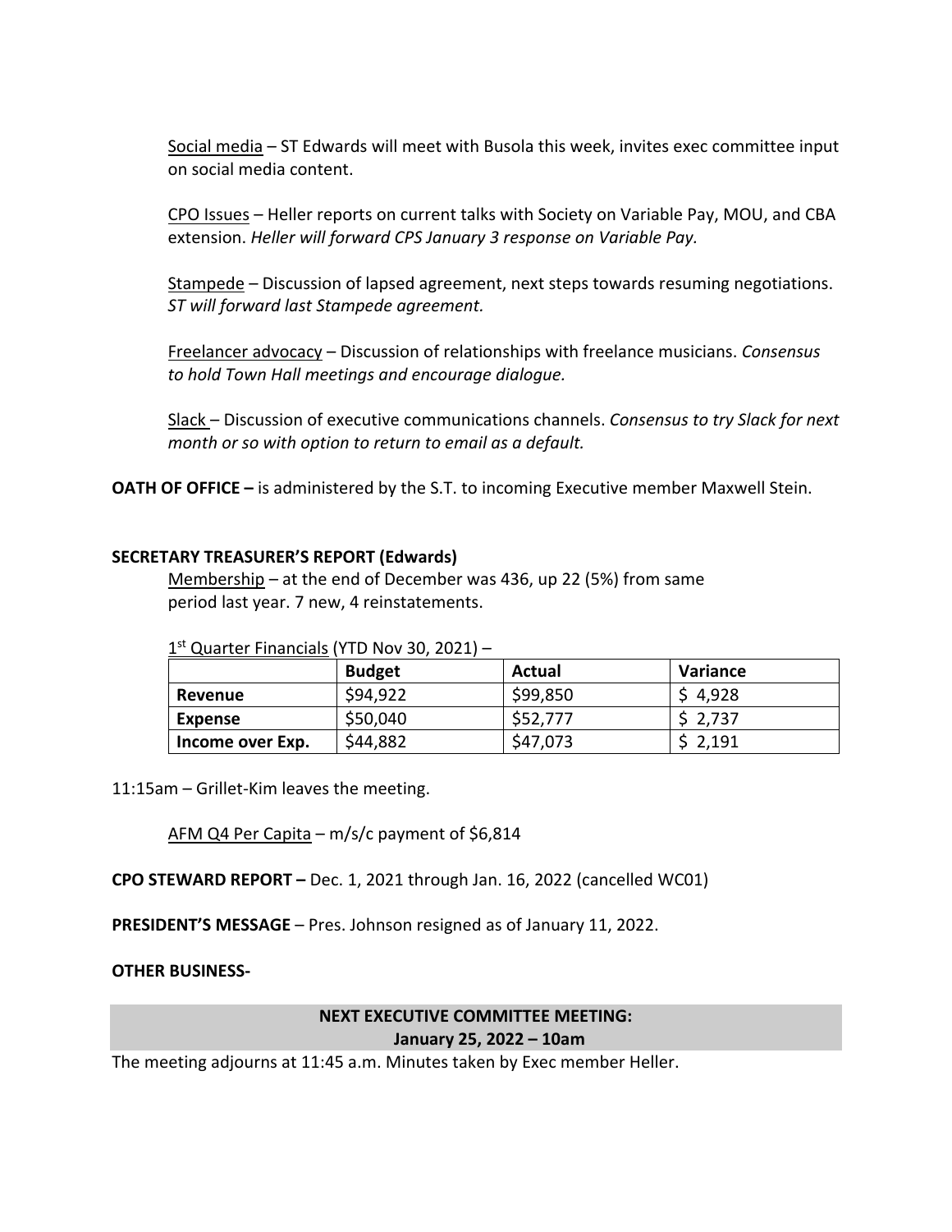Social media – ST Edwards will meet with Busola this week, invites exec committee input on social media content.

CPO Issues – Heller reports on current talks with Society on Variable Pay, MOU, and CBA extension. *Heller will forward CPS January 3 response on Variable Pay.*

Stampede – Discussion of lapsed agreement, next steps towards resuming negotiations. *ST will forward last Stampede agreement.*

Freelancer advocacy – Discussion of relationships with freelance musicians. *Consensus to hold Town Hall meetings and encourage dialogue.*

Slack – Discussion of executive communications channels. *Consensus to try Slack for next month or so with option to return to email as a default.*

**OATH OF OFFICE –** is administered by the S.T. to incoming Executive member Maxwell Stein.

**SECRETARY TREASURER'S REPORT (Edwards)**

Membership – at the end of December was 436, up 22 (5%) from same period last year. 7 new, 4 reinstatements.

1st Quarter Financials (YTD Nov 30, 2021) –

| | **Budget** | **Actual** | **Variance** |
|---|---|---|---|
| **Revenue** | $94,922 | $99,850 | $ 4,928 |
| **Expense** | $50,040 | $52,777 | $ 2,737 |
| **Income over Exp.** | $44,882 | $47,073 | $ 2,191 |

11:15am – Grillet-Kim leaves the meeting.

AFM Q4 Per Capita – m/s/c payment of $6,814

**CPO STEWARD REPORT –** Dec. 1, 2021 through Jan. 16, 2022 (cancelled WC01)

**PRESIDENT'S MESSAGE** – Pres. Johnson resigned as of January 11, 2022.

**OTHER BUSINESS-**

**NEXT EXECUTIVE COMMITTEE MEETING:**
**January 25, 2022 – 10am**

The meeting adjourns at 11:45 a.m. Minutes taken by Exec member Heller.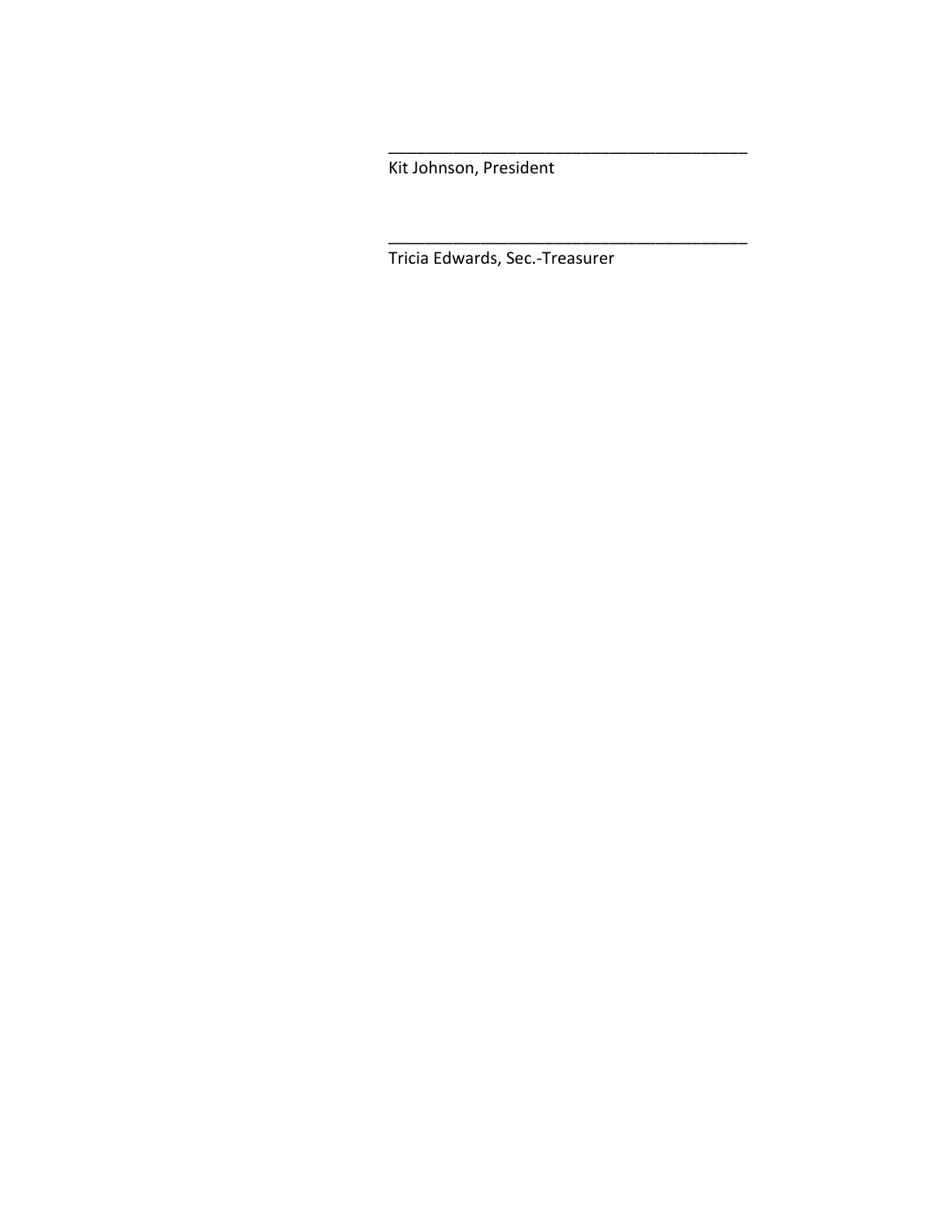\_\_\_\_\_\_\_\_\_\_\_\_\_\_\_\_\_\_\_\_\_\_\_\_\_\_\_\_\_\_\_\_\_\_\_\_\_\_\_\_\_

Kit Johnson, President

\_\_\_\_\_\_\_\_\_\_\_\_\_\_\_\_\_\_\_\_\_\_\_\_\_\_\_\_\_\_\_\_\_\_\_\_\_\_\_\_\_

Tricia Edwards, Sec.-Treasurer